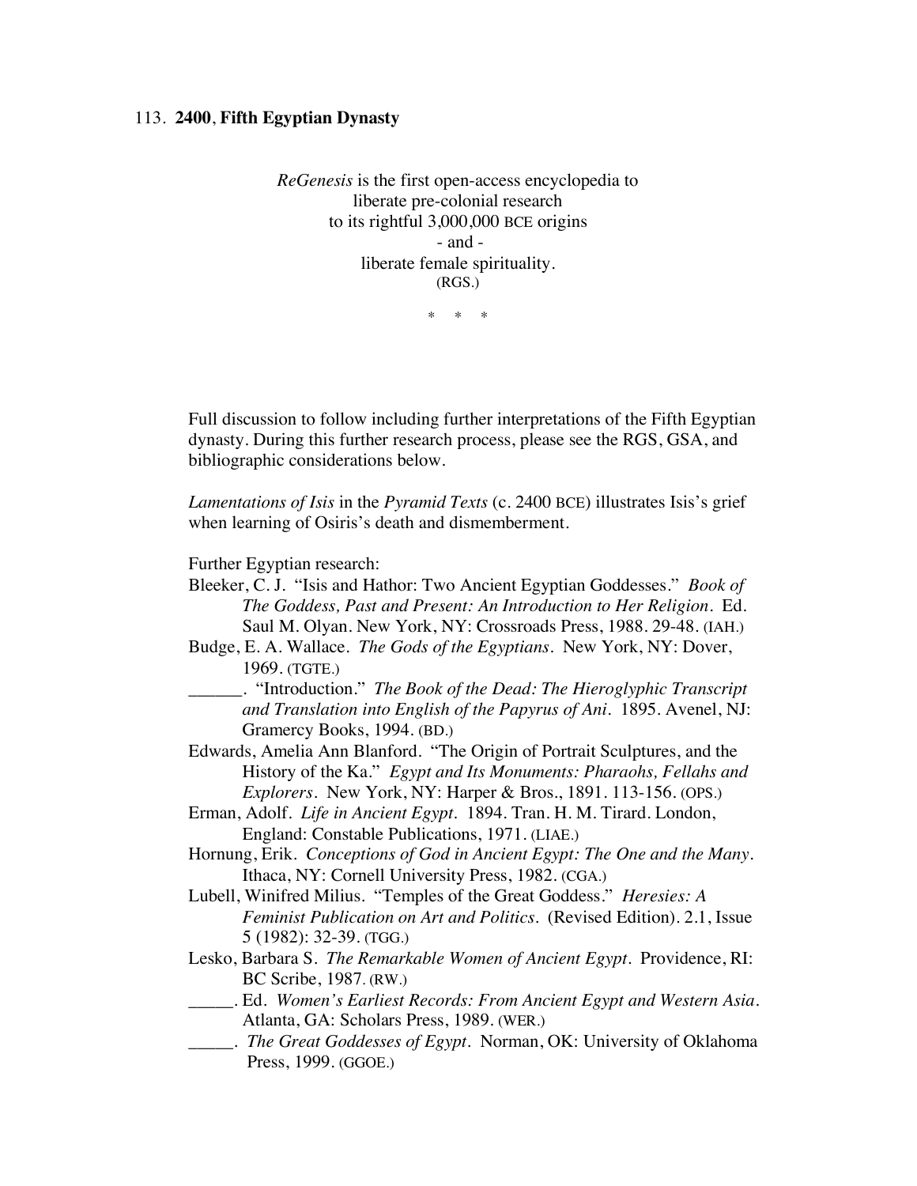113. **2400**, **Fifth Egyptian Dynasty**

*ReGenesis* is the first open-access encyclopedia to
liberate pre-colonial research
to its rightful 3,000,000 BCE origins
- and -
liberate female spirituality.
(RGS.)

\* \* \*

Full discussion to follow including further interpretations of the Fifth Egyptian dynasty. During this further research process, please see the RGS, GSA, and bibliographic considerations below.

*Lamentations of Isis* in the *Pyramid Texts* (c. 2400 BCE) illustrates Isis's grief when learning of Osiris's death and dismemberment.

Further Egyptian research:

Bleeker, C. J. "Isis and Hathor: Two Ancient Egyptian Goddesses." *Book of The Goddess, Past and Present: An Introduction to Her Religion*. Ed. Saul M. Olyan. New York, NY: Crossroads Press, 1988. 29-48. (IAH.)

Budge, E. A. Wallace. *The Gods of the Egyptians*. New York, NY: Dover, 1969. (TGTE.)

______. "Introduction." *The Book of the Dead: The Hieroglyphic Transcript and Translation into English of the Papyrus of Ani*. 1895. Avenel, NJ: Gramercy Books, 1994. (BD.)

Edwards, Amelia Ann Blanford. "The Origin of Portrait Sculptures, and the History of the Ka." *Egypt and Its Monuments: Pharaohs, Fellahs and Explorers*. New York, NY: Harper & Bros., 1891. 113-156. (OPS.)

Erman, Adolf. *Life in Ancient Egypt*. 1894. Tran. H. M. Tirard. London, England: Constable Publications, 1971. (LIAE.)

Hornung, Erik. *Conceptions of God in Ancient Egypt: The One and the Many*. Ithaca, NY: Cornell University Press, 1982. (CGA.)

Lubell, Winifred Milius. "Temples of the Great Goddess." *Heresies: A Feminist Publication on Art and Politics*. (Revised Edition). 2.1, Issue 5 (1982): 32-39. (TGG.)

Lesko, Barbara S. *The Remarkable Women of Ancient Egypt*. Providence, RI: BC Scribe, 1987. (RW.)

_____. Ed. *Women's Earliest Records: From Ancient Egypt and Western Asia*. Atlanta, GA: Scholars Press, 1989. (WER.)

_____. *The Great Goddesses of Egypt*. Norman, OK: University of Oklahoma Press, 1999. (GGOE.)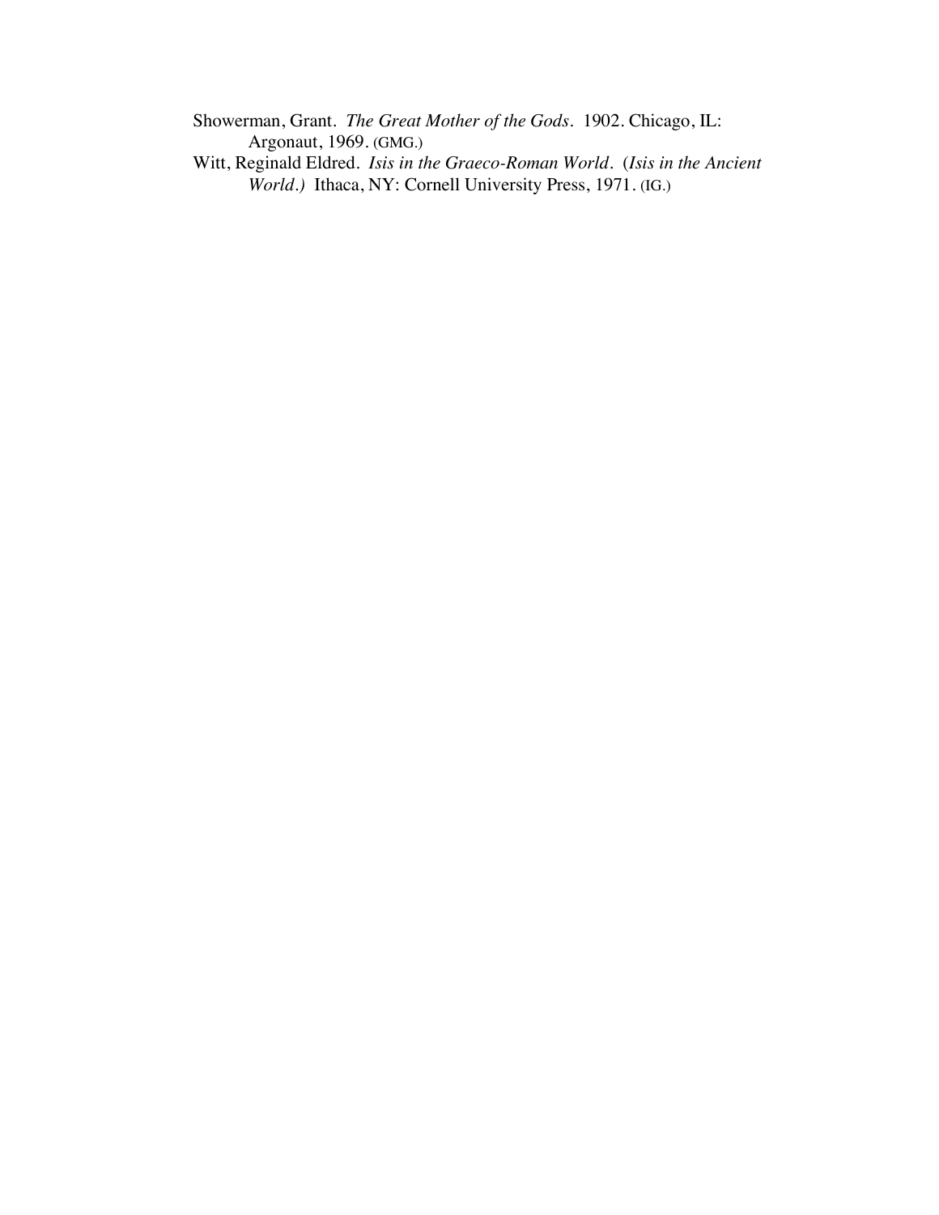Showerman, Grant. *The Great Mother of the Gods*. 1902. Chicago, IL: Argonaut, 1969. (GMG.)

Witt, Reginald Eldred. *Isis in the Graeco-Roman World*. (*Isis in the Ancient World.)* Ithaca, NY: Cornell University Press, 1971. (IG.)